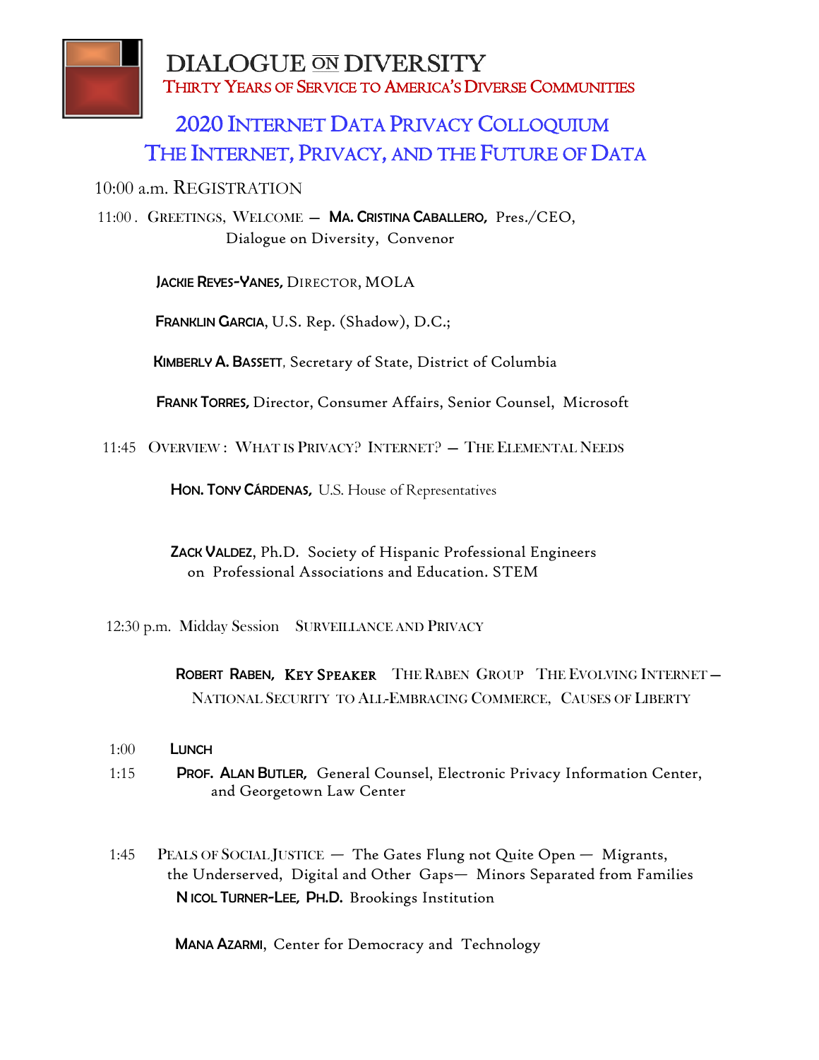# DIALOGUE ON DIVERSITY

THIRTY YEARS OF SERVICE TO AMERICA'S DIVERSE COMMUNITIES

## 2020 INTERNET DATA PRIVACY COLLOQUIUM
## THE INTERNET, PRIVACY, AND THE FUTURE OF DATA

10:00 a.m. REGISTRATION

11:00 . GREETINGS, WELCOME — **MA. CRISTINA CABALLERO,** Pres./CEO, Dialogue on Diversity, Convenor

**JACKIE REYES-YANES,** DIRECTOR, MOLA

**FRANKLIN GARCIA**, U.S. Rep. (Shadow), D.C.;

**KIMBERLY A. BASSETT**, Secretary of State, District of Columbia

**FRANK TORRES,** Director, Consumer Affairs, Senior Counsel, Microsoft

11:45 OVERVIEW : WHAT IS PRIVACY? INTERNET? — THE ELEMENTAL NEEDS

**HON. TONY CÁRDENAS,** U.S. House of Representatives

**ZACK VALDEZ**, Ph.D. Society of Hispanic Professional Engineers on Professional Associations and Education. STEM

12:30 p.m. Midday Session SURVEILLANCE AND PRIVACY

**ROBERT RABEN, KEY SPEAKER** THE RABEN GROUP THE EVOLVING INTERNET — NATIONAL SECURITY TO ALL-EMBRACING COMMERCE, CAUSES OF LIBERTY

1:00 **LUNCH**

1:15 **PROF. ALAN BUTLER,** General Counsel, Electronic Privacy Information Center, and Georgetown Law Center

1:45 PEALS OF SOCIAL JUSTICE — The Gates Flung not Quite Open — Migrants, the Underserved, Digital and Other Gaps— Minors Separated from Families

**NICOL TURNER-LEE, PH.D.** Brookings Institution

**MANA AZARMI**, Center for Democracy and Technology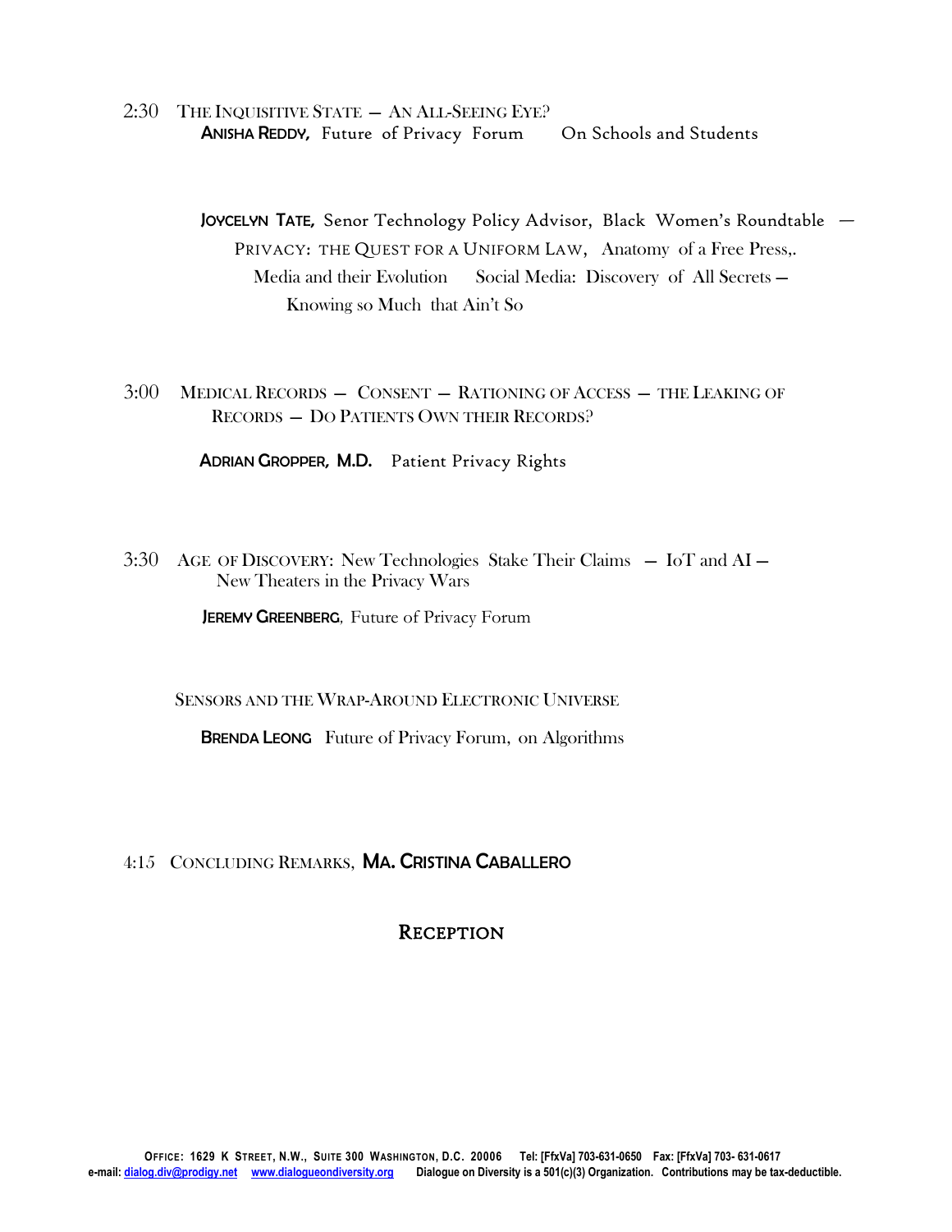2:30 The Inquisitive State — An All-Seeing Eye?
**Anisha Reddy,** Future of Privacy Forum On Schools and Students

**Joycelyn Tate,** Senor Technology Policy Advisor, Black Women's Roundtable — Privacy: the Quest for a Uniform Law, Anatomy of a Free Press,. Media and their Evolution Social Media: Discovery of All Secrets — Knowing so Much that Ain't So

3:00 Medical Records — Consent — Rationing of Access — the Leaking of Records — Do Patients Own their Records?

**Adrian Gropper, M.D.** Patient Privacy Rights

3:30 Age of Discovery: New Technologies Stake Their Claims — IoT and AI — New Theaters in the Privacy Wars

**Jeremy Greenberg**, Future of Privacy Forum

Sensors and the Wrap-Around Electronic Universe

**Brenda Leong** Future of Privacy Forum, on Algorithms

4:15 Concluding Remarks, **Ma. Cristina Caballero**

**Reception**

Office: 1629 K Street, N.W., Suite 300 Washington, D.C. 20006 Tel: [FfxVa] 703-631-0650 Fax: [FfxVa] 703- 631-0617
e-mail: dialog.div@prodigy.net www.dialogueondiversity.org Dialogue on Diversity is a 501(c)(3) Organization. Contributions may be tax-deductible.